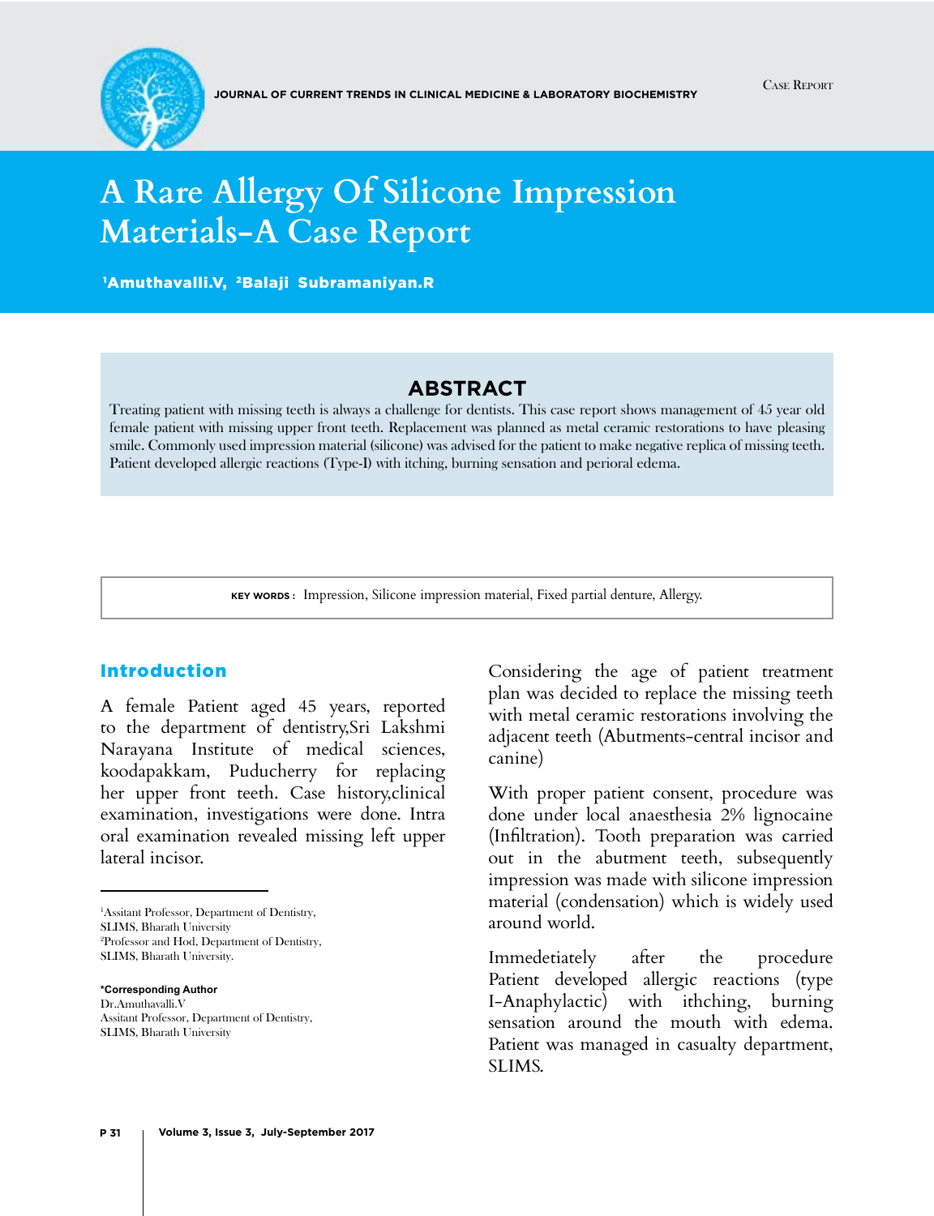# A Rare Allergy Of Silicone Impression Materials-A Case Report

[1]Amuthavalli.V, [2]Balaji Subramaniyan.R

## ABSTRACT

Treating patient with missing teeth is always a challenge for dentists. This case report shows management of 45 year old female patient with missing upper front teeth. Replacement was planned as metal ceramic restorations to have pleasing smile. Commonly used impression material (silicone) was advised for the patient to make negative replica of missing teeth. Patient developed allergic reactions (Type-I) with itching, burning sensation and perioral edema.

**KEY WORDS :** Impression, Silicone impression material, Fixed partial denture, Allergy.

## Introduction

A female Patient aged 45 years, reported to the department of dentistry,Sri Lakshmi Narayana Institute of medical sciences, koodapakkam, Puducherry for replacing her upper front teeth. Case history,clinical examination, investigations were done. Intra oral examination revealed missing left upper lateral incisor.

Considering the age of patient treatment plan was decided to replace the missing teeth with metal ceramic restorations involving the adjacent teeth (Abutments-central incisor and canine)

With proper patient consent, procedure was done under local anaesthesia 2% lignocaine (Infiltration). Tooth preparation was carried out in the abutment teeth, subsequently impression was made with silicone impression material (condensation) which is widely used around world.

Immedetiately after the procedure Patient developed allergic reactions (type I-Anaphylactic) with ithching, burning sensation around the mouth with edema. Patient was managed in casualty department, SLIMS.

---

[1]Assitant Professor, Department of Dentistry, SLIMS, Bharath University
[2]Professor and Hod, Department of Dentistry, SLIMS, Bharath University.

**\*Corresponding Author**
Dr.Amuthavalli.V
Assitant Professor, Department of Dentistry, SLIMS, Bharath University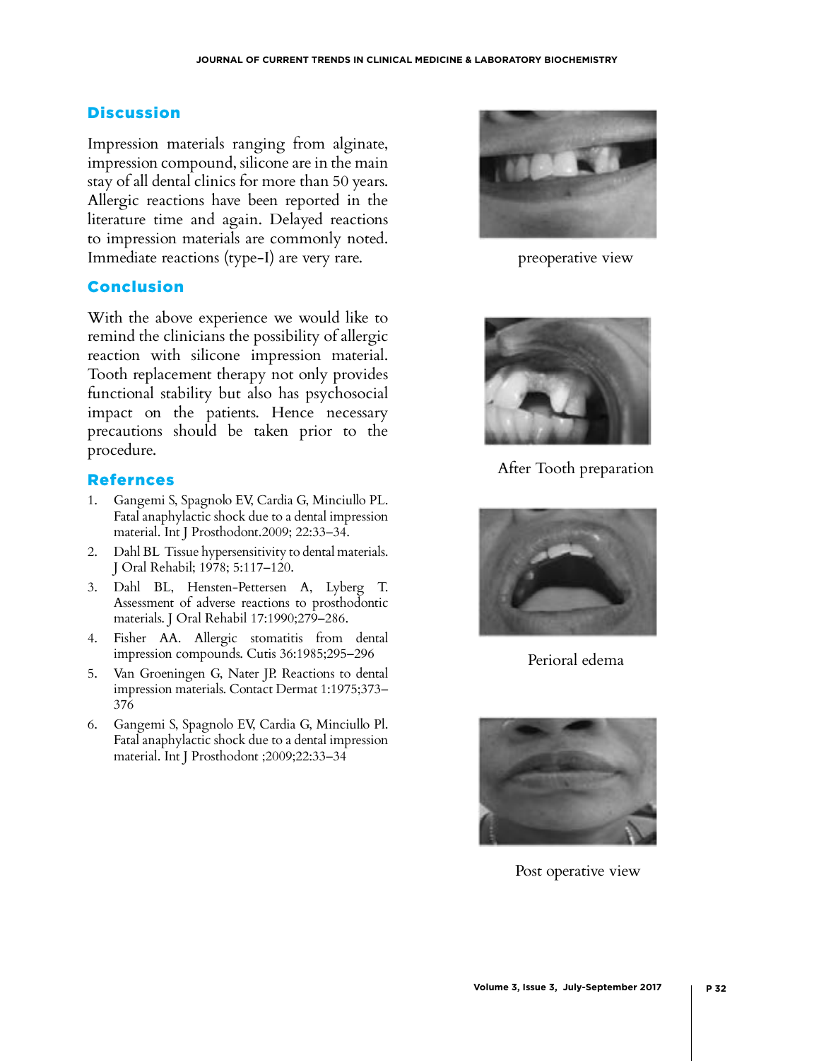## Discussion

Impression materials ranging from alginate, impression compound, silicone are in the main stay of all dental clinics for more than 50 years. Allergic reactions have been reported in the literature time and again. Delayed reactions to impression materials are commonly noted. Immediate reactions (type-I) are very rare.

## Conclusion

With the above experience we would like to remind the clinicians the possibility of allergic reaction with silicone impression material. Tooth replacement therapy not only provides functional stability but also has psychosocial impact on the patients. Hence necessary precautions should be taken prior to the procedure.

## Refernces

1. Gangemi S, Spagnolo EV, Cardia G, Minciullo PL. Fatal anaphylactic shock due to a dental impression material. Int J Prosthodont.2009; 22:33–34.
2. Dahl BL Tissue hypersensitivity to dental materials. J Oral Rehabil; 1978; 5:117–120.
3. Dahl BL, Hensten-Pettersen A, Lyberg T. Assessment of adverse reactions to prosthodontic materials. J Oral Rehabil 17:1990;279–286.
4. Fisher AA. Allergic stomatitis from dental impression compounds. Cutis 36:1985;295–296
5. Van Groeningen G, Nater JP. Reactions to dental impression materials. Contact Dermat 1:1975;373–376
6. Gangemi S, Spagnolo EV, Cardia G, Minciullo Pl. Fatal anaphylactic shock due to a dental impression material. Int J Prosthodont ;2009;22:33–34

preoperative view

After Tooth preparation

Perioral edema

Post operative view